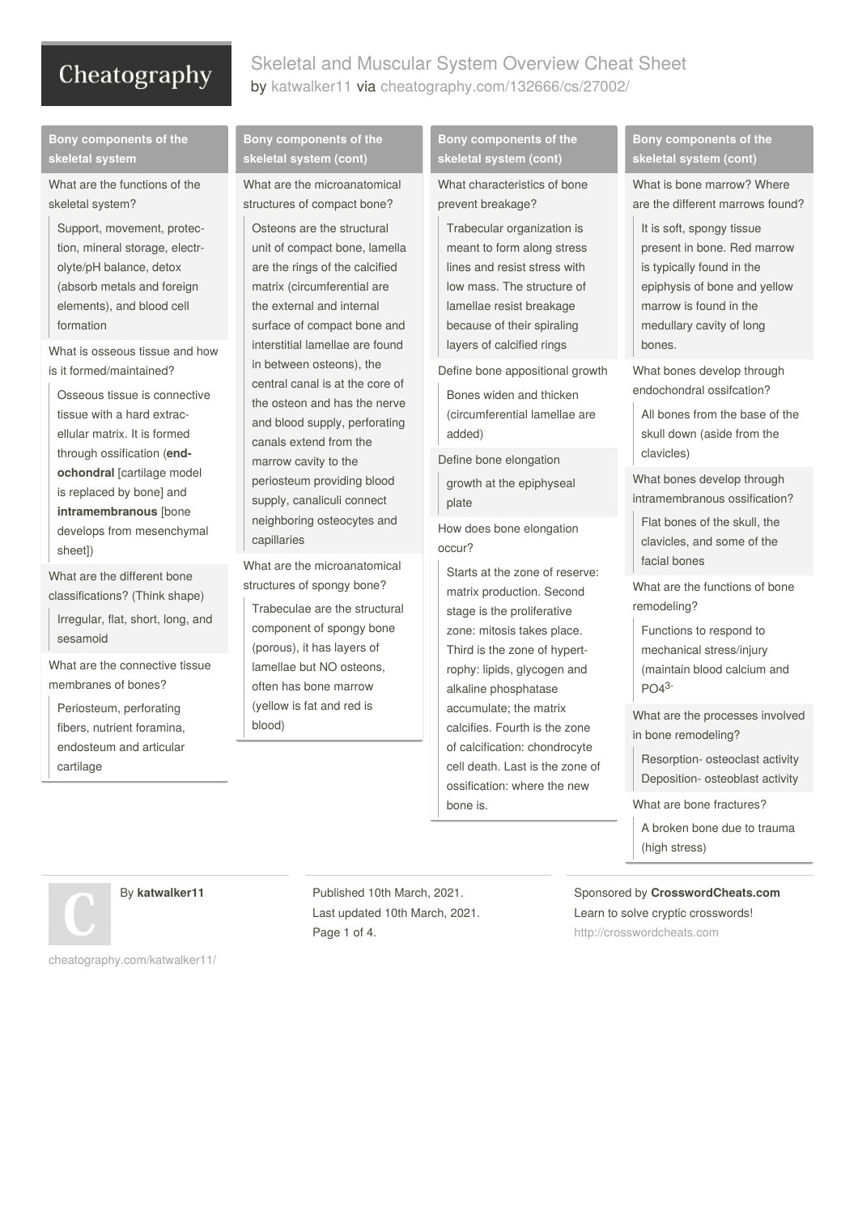# Skeletal and Muscular System Overview Cheat Sheet

by katwalker11 via cheatography.com/132666/cs/27002/

## Bony components of the skeletal system

**What are the functions of the skeletal system?**

Support, movement, protection, mineral storage, electrolyte/pH balance, detox (absorb metals and foreign elements), and blood cell formation

**What is osseous tissue and how is it formed/maintained?**

Osseous tissue is connective tissue with a hard extracellular matrix. It is formed through ossification (**endochondral** [cartilage model is replaced by bone] and **intramembranous** [bone develops from mesenchymal sheet])

**What are the different bone classifications? (Think shape)**

Irregular, flat, short, long, and sesamoid

**What are the connective tissue membranes of bones?**

Periosteum, perforating fibers, nutrient foramina, endosteum and articular cartilage

## Bony components of the skeletal system (cont)

**What are the microanatomical structures of compact bone?**

Osteons are the structural unit of compact bone, lamella are the rings of the calcified matrix (circumferential are the external and internal surface of compact bone and interstitial lamellae are found in between osteons), the central canal is at the core of the osteon and has the nerve and blood supply, perforating canals extend from the marrow cavity to the periosteum providing blood supply, canaliculi connect neighboring osteocytes and capillaries

**What are the microanatomical structures of spongy bone?**

Trabeculae are the structural component of spongy bone (porous), it has layers of lamellae but NO osteons, often has bone marrow (yellow is fat and red is blood)

## Bony components of the skeletal system (cont)

**What characteristics of bone prevent breakage?**

Trabecular organization is meant to form along stress lines and resist stress with low mass. The structure of lamellae resist breakage because of their spiraling layers of calcified rings

**Define bone appositional growth**

Bones widen and thicken (circumferential lamellae are added)

**Define bone elongation**

growth at the epiphyseal plate

**How does bone elongation occur?**

Starts at the zone of reserve: matrix production. Second stage is the proliferative zone: mitosis takes place. Third is the zone of hypertrophy: lipids, glycogen and alkaline phosphatase accumulate; the matrix calcifies. Fourth is the zone of calcification: chondrocyte cell death. Last is the zone of ossification: where the new bone is.

## Bony components of the skeletal system (cont)

**What is bone marrow? Where are the different marrows found?**

It is soft, spongy tissue present in bone. Red marrow is typically found in the epiphysis of bone and yellow marrow is found in the medullary cavity of long bones.

**What bones develop through endochondral ossifcation?**

All bones from the base of the skull down (aside from the clavicles)

**What bones develop through intramembranous ossification?**

Flat bones of the skull, the clavicles, and some of the facial bones

**What are the functions of bone remodeling?**

Functions to respond to mechanical stress/injury (maintain blood calcium and $PO4^{3-}$

**What are the processes involved in bone remodeling?**

Resorption- osteoclast activity
Deposition- osteoblast activity

**What are bone fractures?**

A broken bone due to trauma (high stress)

By **katwalker11**

cheatography.com/katwalker11/

Published 10th March, 2021.
Last updated 10th March, 2021.

Sponsored by **CrosswordCheats.com**
Learn to solve cryptic crosswords!
http://crosswordcheats.com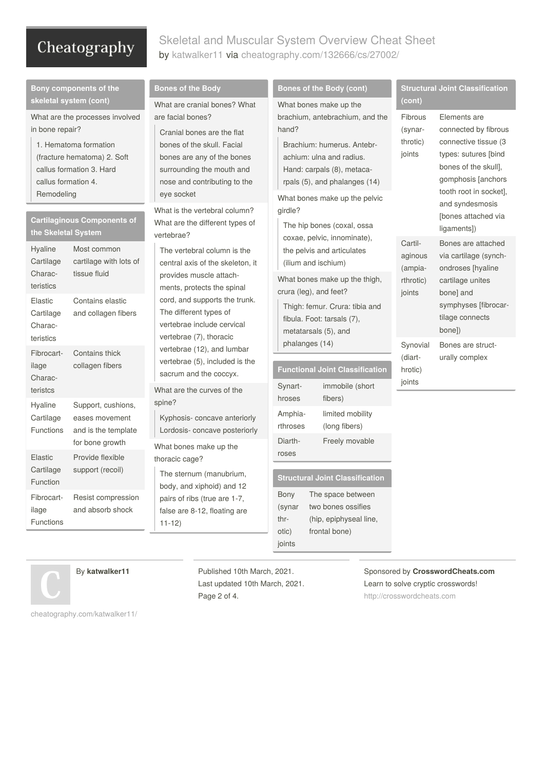## Bony components of the skeletal system (cont)

What are the processes involved in bone repair?

1. Hematoma formation (fracture hematoma) 2. Soft callus formation 3. Hard callus formation 4. Remodeling

## Cartilaginous Components of the Skeletal System

| | |
|---|---|
| Hyaline Cartilage Characteristics | Most common cartilage with lots of tissue fluid |
| Elastic Cartilage Characteristics | Contains elastic and collagen fibers |
| Fibrocartilage Characterists | Contains thick collagen fibers |
| Hyaline Cartilage Functions | Support, cushions, eases movement and is the template for bone growth |
| Elastic Cartilage Function | Provide flexible support (recoil) |
| Fibrocartilage Functions | Resist compression and absorb shock |

## Bones of the Body

What are cranial bones? What are facial bones?

Cranial bones are the flat bones of the skull. Facial bones are any of the bones surrounding the mouth and nose and contributing to the eye socket

What is the vertebral column? What are the different types of vertebrae?

The vertebral column is the central axis of the skeleton, it provides muscle attachments, protects the spinal cord, and supports the trunk. The different types of vertebrae include cervical vertebrae (7), thoracic vertebrae (12), and lumbar vertebrae (5), included is the sacrum and the coccyx.

What are the curves of the spine?

Kyphosis- concave anteriorly
Lordosis- concave posteriorly

What bones make up the thoracic cage?

The sternum (manubrium, body, and xiphoid) and 12 pairs of ribs (true are 1-7, false are 8-12, floating are 11-12)

## Bones of the Body (cont)

What bones make up the brachium, antebrachium, and the hand?

Brachium: humerus. Antebrachium: ulna and radius. Hand: carpals (8), metacarpals (5), and phalanges (14)

What bones make up the pelvic girdle?

The hip bones (coxal, ossa coxae, pelvic, innominate), the pelvis and articulates (ilium and ischium)

What bones make up the thigh, crura (leg), and feet?

Thigh: femur. Crura: tibia and fibula. Foot: tarsals (7), metatarsals (5), and phalanges (14)

## Functional Joint Classification

| | |
|---|---|
| Synarthroses | immobile (short fibers) |
| Amphiarthroses | limited mobility (long fibers) |
| Diarthroses | Freely movable |

## Structural Joint Classification

| | |
|---|---|
| Bony (synarthrotic) joints | The space between two bones ossifies (hip, epiphyseal line, frontal bone) |
| Fibrous (synarthrotic) joints | Elements are connected by fibrous connective tissue (3 types: sutures [bind bones of the skull], gomphosis [anchors tooth root in socket], and syndesmosis [bones attached via ligaments]) |
| Cartilaginous (ampiarthrotic) joints | Bones are attached via cartilage (synchondroses [hyaline cartilage unites bone] and symphyses [fibrocartilage connects bone]) |
| Synovial (diarthrotic) joints | Bones are structurally complex |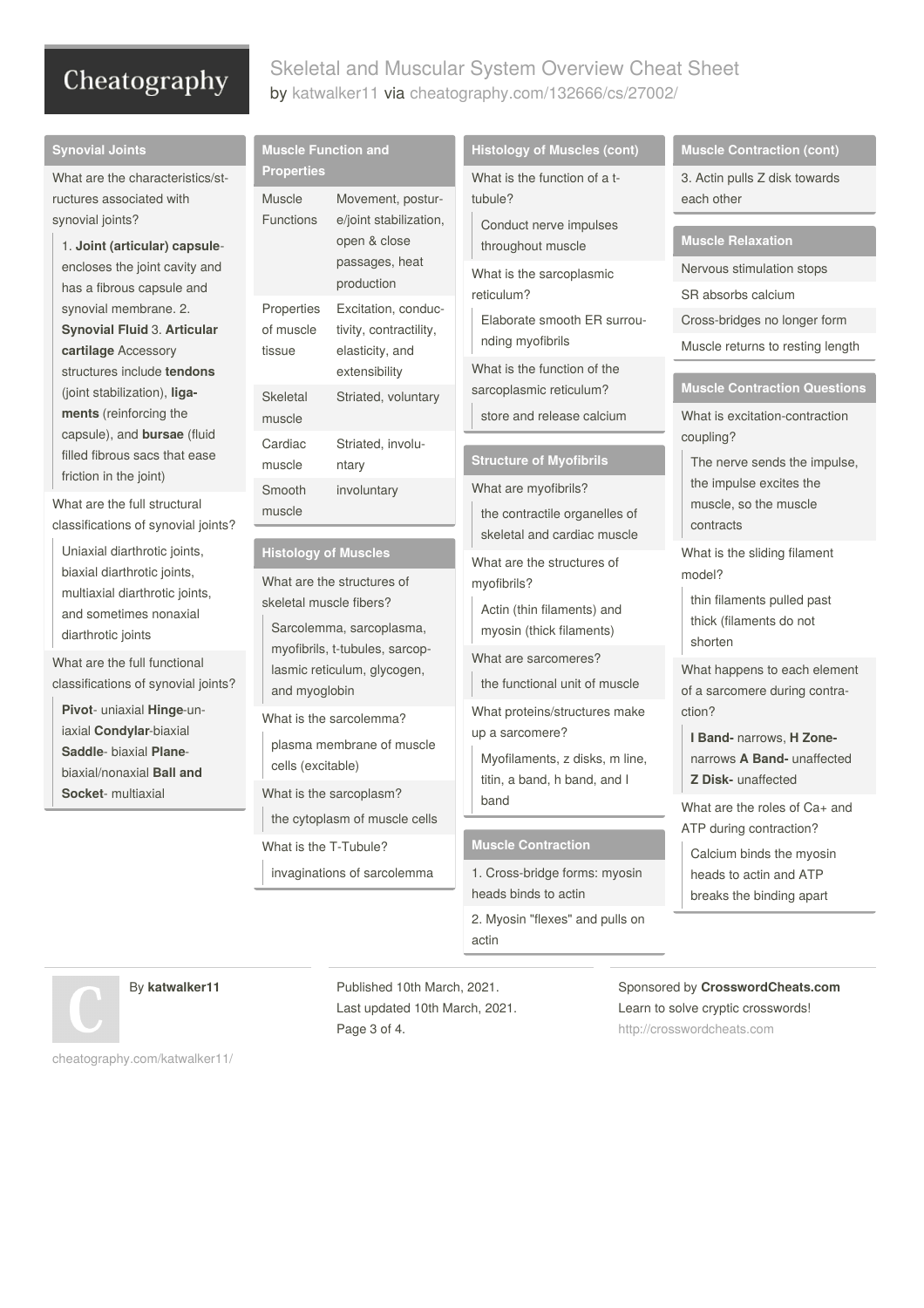## Synovial Joints

What are the characteristics/structures associated with synovial joints?

1. **Joint (articular) capsule**- encloses the joint cavity and has a fibrous capsule and synovial membrane. 2. **Synovial Fluid** 3. **Articular cartilage** Accessory structures include **tendons** (joint stabilization), **ligaments** (reinforcing the capsule), and **bursae** (fluid filled fibrous sacs that ease friction in the joint)

What are the full structural classifications of synovial joints?

Uniaxial diarthrotic joints, biaxial diarthrotic joints, multiaxial diarthrotic joints, and sometimes nonaxial diarthrotic joints

What are the full functional classifications of synovial joints?

**Pivot**- uniaxial **Hinge**-uniaxial **Condylar**-biaxial **Saddle**- biaxial **Plane**- biaxial/nonaxial **Ball and Socket**- multiaxial

## Muscle Function and Properties

| | |
|---|---|
| Muscle Functions | Movement, posture/joint stabilization, open & close passages, heat production |
| Properties of muscle tissue | Excitation, conductivity, contractility, elasticity, and extensibility |
| Skeletal muscle | Striated, voluntary |
| Cardiac muscle | Striated, involuntary |
| Smooth muscle | involuntary |

## Histology of Muscles

What are the structures of skeletal muscle fibers?

Sarcolemma, sarcoplasma, myofibrils, t-tubules, sarcoplasmic reticulum, glycogen, and myoglobin

What is the sarcolemma?

plasma membrane of muscle cells (excitable)

What is the sarcoplasm?

the cytoplasm of muscle cells

What is the T-Tubule?

invaginations of sarcolemma

## Histology of Muscles (cont)

What is the function of a t-tubule?

Conduct nerve impulses throughout muscle

What is the sarcoplasmic reticulum?

Elaborate smooth ER surrounding myofibrils

What is the function of the sarcoplasmic reticulum?

store and release calcium

## Structure of Myofibrils

What are myofibrils?

the contractile organelles of skeletal and cardiac muscle

What are the structures of myofibrils?

Actin (thin filaments) and myosin (thick filaments)

What are sarcomeres?

the functional unit of muscle

What proteins/structures make up a sarcomere?

Myofilaments, z disks, m line, titin, a band, h band, and I band

## Muscle Contraction

1. Cross-bridge forms: myosin heads binds to actin

2. Myosin "flexes" and pulls on actin

## Muscle Contraction (cont)

3. Actin pulls Z disk towards each other

## Muscle Relaxation

Nervous stimulation stops

SR absorbs calcium

Cross-bridges no longer form

Muscle returns to resting length

## Muscle Contraction Questions

What is excitation-contraction coupling?

The nerve sends the impulse, the impulse excites the muscle, so the muscle contracts

What is the sliding filament model?

thin filaments pulled past thick (filaments do not shorten

What happens to each element of a sarcomere during contraction?

**I Band-** narrows, **H Zone-** narrows **A Band-** unaffected **Z Disk-** unaffected

What are the roles of Ca+ and ATP during contraction?

Calcium binds the myosin heads to actin and ATP breaks the binding apart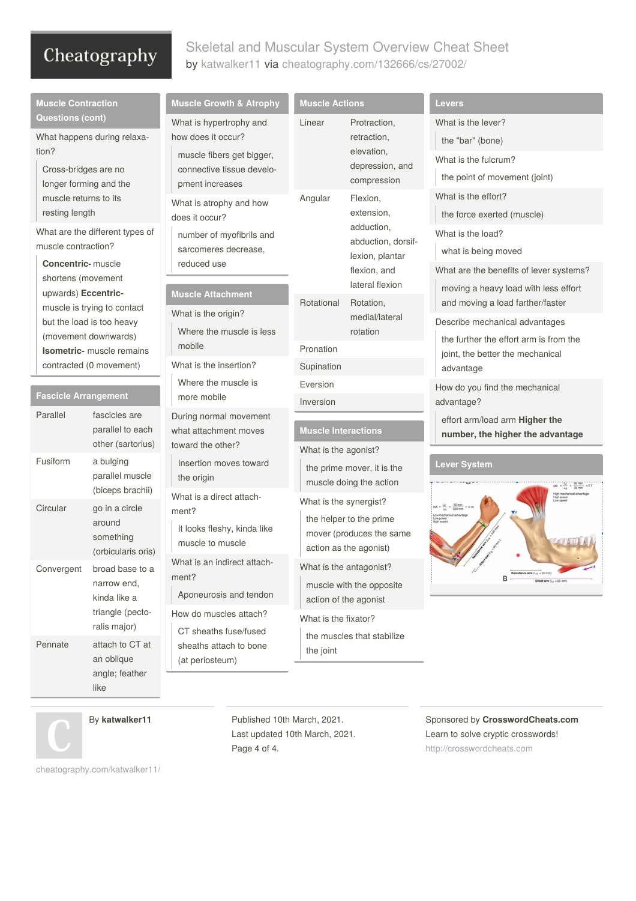## Muscle Contraction Questions (cont)

What happens during relaxation?

Cross-bridges are no longer forming and the muscle returns to its resting length

What are the different types of muscle contraction?

**Concentric-** muscle shortens (movement upwards) **Eccentric-** muscle is trying to contact but the load is too heavy (movement downwards) **Isometric-** muscle remains contracted (0 movement)

## Fascicle Arrangement

| | |
|---|---|
| Parallel | fascicles are parallel to each other (sartorius) |
| Fusiform | a bulging parallel muscle (biceps brachii) |
| Circular | go in a circle around something (orbicularis oris) |
| Convergent | broad base to a narrow end, kinda like a triangle (pectoralis major) |
| Pennate | attach to CT at an oblique angle; feather like |

## Muscle Growth & Atrophy

What is hypertrophy and how does it occur?

muscle fibers get bigger, connective tissue development increases

What is atrophy and how does it occur?

number of myofibrils and sarcomeres decrease, reduced use

## Muscle Attachment

What is the origin?

Where the muscle is less mobile

What is the insertion?

Where the muscle is more mobile

During normal movement what attachment moves toward the other?

Insertion moves toward the origin

What is a direct attachment?

It looks fleshy, kinda like muscle to muscle

What is an indirect attachment?

Aponeurosis and tendon

How do muscles attach?

CT sheaths fuse/fused sheaths attach to bone (at periosteum)

## Muscle Actions

| | |
|---|---|
| Linear | Protraction, retraction, elevation, depression, and compression |
| Angular | Flexion, extension, adduction, abduction, dorsiflexion, plantar flexion, and lateral flexion |
| Rotational | Rotation, medial/lateral rotation |
| Pronation | |
| Supination | |
| Eversion | |
| Inversion | |

## Muscle Interactions

What is the agonist?

the prime mover, it is the muscle doing the action

What is the synergist?

the helper to the prime mover (produces the same action as the agonist)

What is the antagonist?

muscle with the opposite action of the agonist

What is the fixator?

the muscles that stabilize the joint

## Levers

What is the lever?

the "bar" (bone)

What is the fulcrum?

the point of movement (joint)

What is the effort?

the force exerted (muscle)

What is the load?

what is being moved

What are the benefits of lever systems?

moving a heavy load with less effort and moving a load farther/faster

Describe mechanical advantages

the further the effort arm is from the joint, the better the mechanical advantage

How do you find the mechanical advantage?

effort arm/load arm **Higher the number, the higher the advantage**

## Lever System

By katwalker11

cheatography.com/katwalker11/

Published 10th March, 2021.
Last updated 10th March, 2021.

Sponsored by **CrosswordCheats.com**
Learn to solve cryptic crosswords!
http://crosswordcheats.com